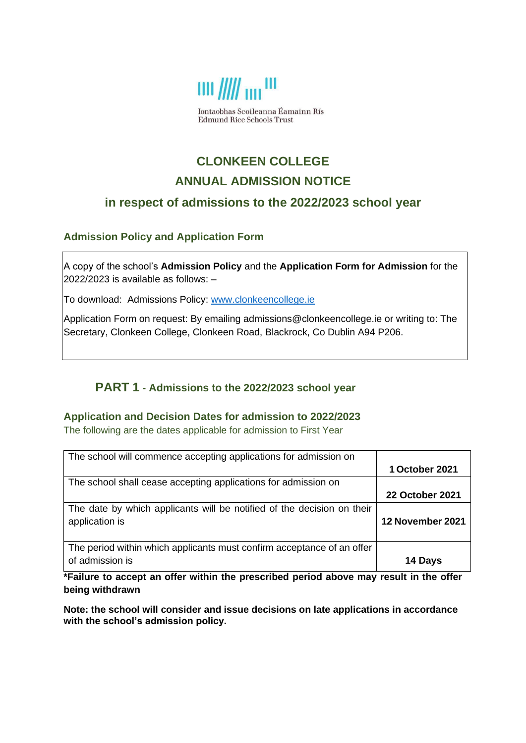Iontaobhas Scoileanna Éamainn Rís
Edmund Rice Schools Trust

# CLONKEEN COLLEGE
# ANNUAL ADMISSION NOTICE
## in respect of admissions to the 2022/2023 school year

### Admission Policy and Application Form

A copy of the school's **Admission Policy** and the **Application Form for Admission** for the 2022/2023 is available as follows: –

To download: Admissions Policy: [www.clonkeencollege.ie](http://www.clonkeencollege.ie)

Application Form on request: By emailing admissions@clonkeencollege.ie or writing to: The Secretary, Clonkeen College, Clonkeen Road, Blackrock, Co Dublin A94 P206.

## PART 1 - Admissions to the 2022/2023 school year

### Application and Decision Dates for admission to 2022/2023

The following are the dates applicable for admission to First Year

| | |
|---|---|
| The school will commence accepting applications for admission on | **1 October 2021** |
| The school shall cease accepting applications for admission on | **22 October 2021** |
| The date by which applicants will be notified of the decision on their application is | **12 November 2021** |
| The period within which applicants must confirm acceptance of an offer of admission is | **14 Days** |

**\*Failure to accept an offer within the prescribed period above may result in the offer being withdrawn**

**Note: the school will consider and issue decisions on late applications in accordance with the school's admission policy.**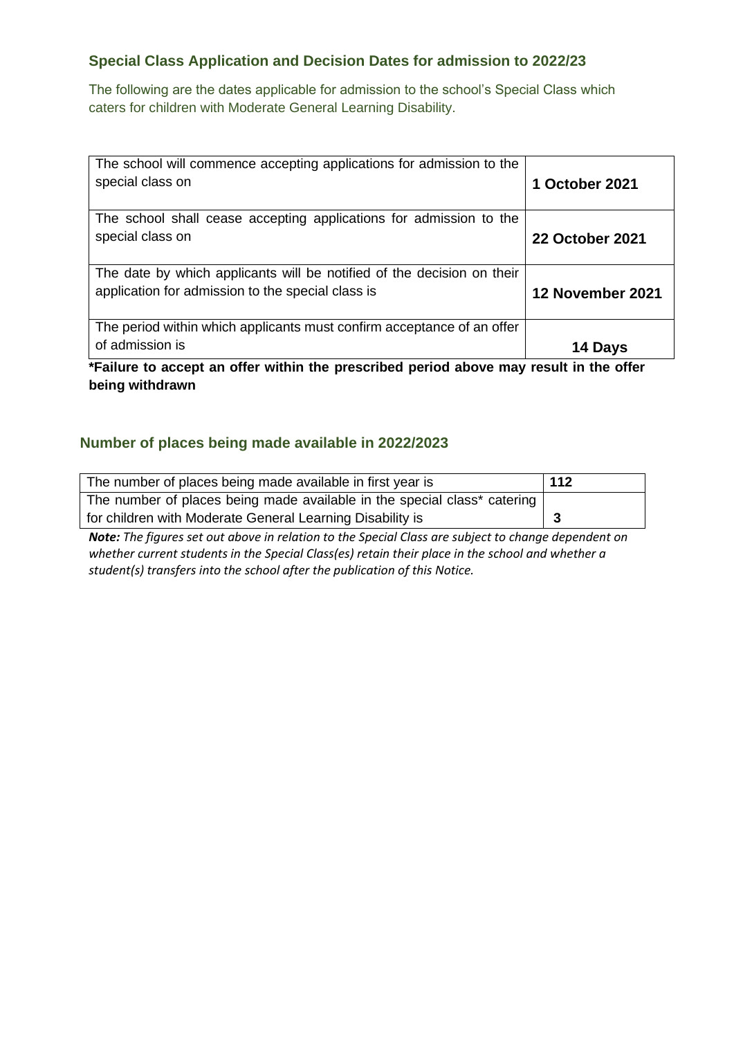## Special Class Application and Decision Dates for admission to 2022/23

The following are the dates applicable for admission to the school's Special Class which caters for children with Moderate General Learning Disability.

| | |
|---|---|
| The school will commence accepting applications for admission to the special class on | **1 October 2021** |
| The school shall cease accepting applications for admission to the special class on | **22 October 2021** |
| The date by which applicants will be notified of the decision on their application for admission to the special class is | **12 November 2021** |
| The period within which applicants must confirm acceptance of an offer of admission is | **14 Days** |

**\*Failure to accept an offer within the prescribed period above may result in the offer being withdrawn**

## Number of places being made available in 2022/2023

| | |
|---|---|
| The number of places being made available in first year is | **112** |
| The number of places being made available in the special class* catering for children with Moderate General Learning Disability is | **3** |

***Note:*** *The figures set out above in relation to the Special Class are subject to change dependent on whether current students in the Special Class(es) retain their place in the school and whether a student(s) transfers into the school after the publication of this Notice.*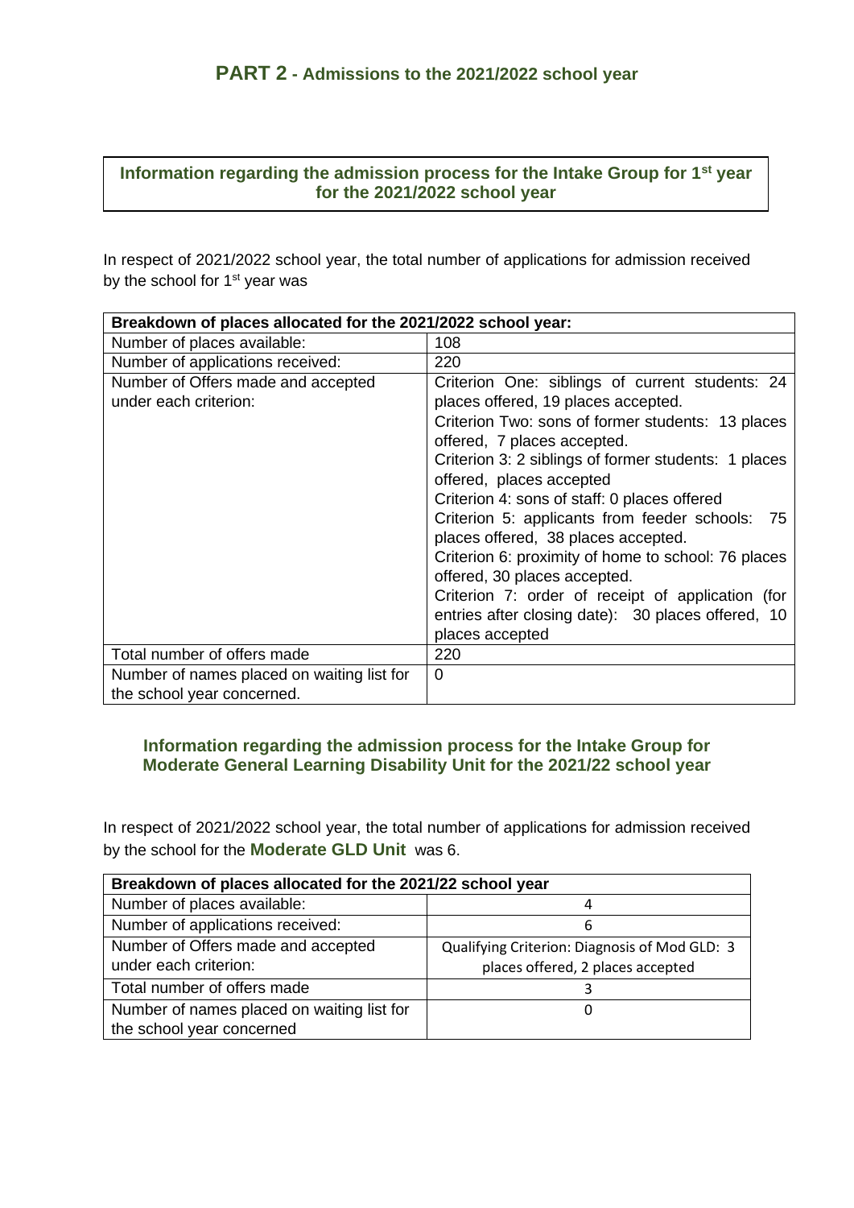## PART 2 - Admissions to the 2021/2022 school year

**Information regarding the admission process for the Intake Group for 1st year for the 2021/2022 school year**

In respect of 2021/2022 school year, the total number of applications for admission received by the school for 1st year was

| Breakdown of places allocated for the 2021/2022 school year: | |
|---|---|
| Number of places available: | 108 |
| Number of applications received: | 220 |
| Number of Offers made and accepted under each criterion: | Criterion One: siblings of current students: 24 places offered, 19 places accepted.<br>Criterion Two: sons of former students: 13 places offered, 7 places accepted.<br>Criterion 3: 2 siblings of former students: 1 places offered, places accepted<br>Criterion 4: sons of staff: 0 places offered<br>Criterion 5: applicants from feeder schools: 75 places offered, 38 places accepted.<br>Criterion 6: proximity of home to school: 76 places offered, 30 places accepted.<br>Criterion 7: order of receipt of application (for entries after closing date): 30 places offered, 10 places accepted |
| Total number of offers made | 220 |
| Number of names placed on waiting list for the school year concerned. | 0 |

**Information regarding the admission process for the Intake Group for Moderate General Learning Disability Unit for the 2021/22 school year**

In respect of 2021/2022 school year, the total number of applications for admission received by the school for the **Moderate GLD Unit** was 6.

| Breakdown of places allocated for the 2021/22 school year | |
|---|---|
| Number of places available: | 4 |
| Number of applications received: | 6 |
| Number of Offers made and accepted under each criterion: | Qualifying Criterion: Diagnosis of Mod GLD: 3 places offered, 2 places accepted |
| Total number of offers made | 3 |
| Number of names placed on waiting list for the school year concerned | 0 |